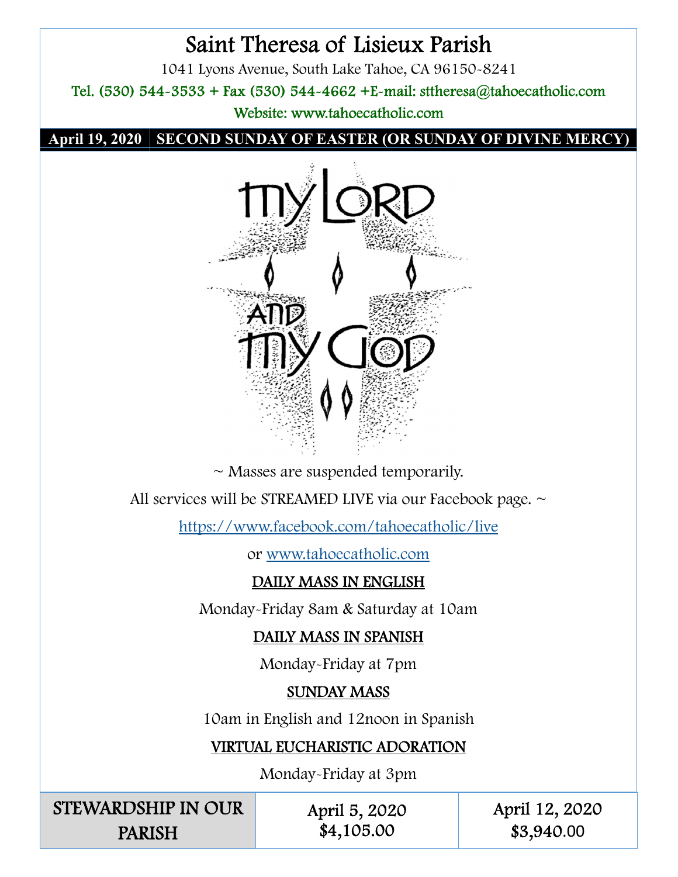# Saint Theresa of Lisieux Parish

1041 Lyons Avenue, South Lake Tahoe, CA 96150-8241

Tel. (530) 544-3533 + Fax (530) 544-4662 +E-mail: sttheresa@tahoecatholic.com

Website: www.tahoecatholic.com

**April 19, 2020 | SECOND SUNDAY OF EASTER (OR SUNDAY OF DIVINE MERCY)**

MY LORD AND MY GOD

~ Masses are suspended temporarily.

All services will be STREAMED LIVE via our Facebook page. ~

https://www.facebook.com/tahoecatholic/live

or www.tahoecatholic.com

**DAILY MASS IN ENGLISH**

Monday-Friday 8am & Saturday at 10am

**DAILY MASS IN SPANISH**

Monday-Friday at 7pm

**SUNDAY MASS**

10am in English and 12noon in Spanish

**VIRTUAL EUCHARISTIC ADORATION**

Monday-Friday at 3pm

| STEWARDSHIP IN OUR PARISH | April 5, 2020 | April 12, 2020 |
|---|---|---|
| | $4,105.00 | $3,940.00 |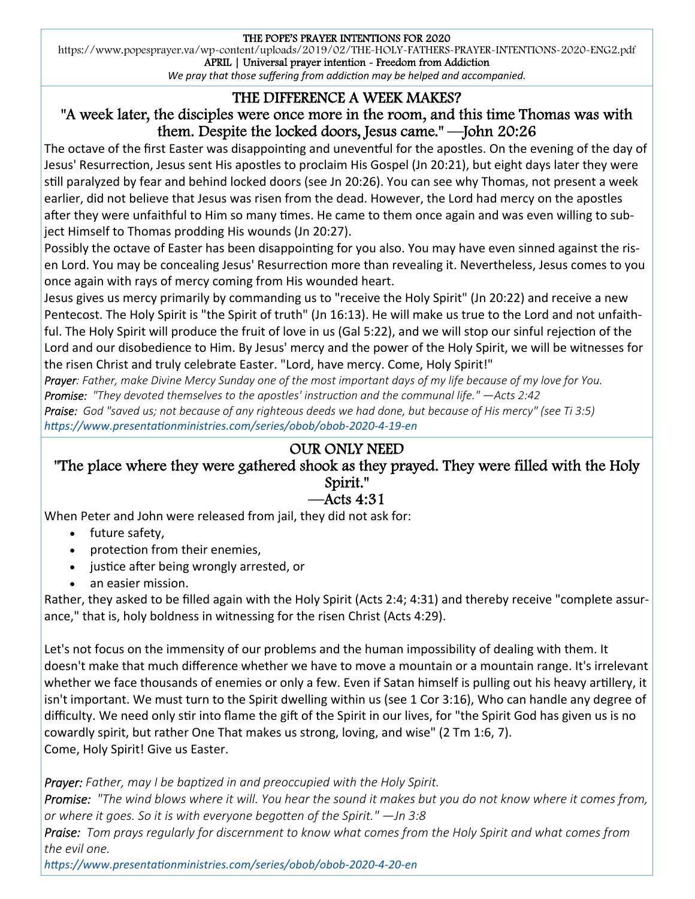THE POPE'S PRAYER INTENTIONS FOR 2020
https://www.popesprayer.va/wp-content/uploads/2019/02/THE-HOLY-FATHERS-PRAYER-INTENTIONS-2020-ENG2.pdf
APRIL | Universal prayer intention - Freedom from Addiction
*We pray that those suffering from addiction may be helped and accompanied.*

## THE DIFFERENCE A WEEK MAKES?

### "A week later, the disciples were once more in the room, and this time Thomas was with them. Despite the locked doors, Jesus came." —John 20:26

The octave of the first Easter was disappointing and uneventful for the apostles. On the evening of the day of Jesus' Resurrection, Jesus sent His apostles to proclaim His Gospel (Jn 20:21), but eight days later they were still paralyzed by fear and behind locked doors (see Jn 20:26). You can see why Thomas, not present a week earlier, did not believe that Jesus was risen from the dead. However, the Lord had mercy on the apostles after they were unfaithful to Him so many times. He came to them once again and was even willing to subject Himself to Thomas prodding His wounds (Jn 20:27).

Possibly the octave of Easter has been disappointing for you also. You may have even sinned against the risen Lord. You may be concealing Jesus' Resurrection more than revealing it. Nevertheless, Jesus comes to you once again with rays of mercy coming from His wounded heart.

Jesus gives us mercy primarily by commanding us to "receive the Holy Spirit" (Jn 20:22) and receive a new Pentecost. The Holy Spirit is "the Spirit of truth" (Jn 16:13). He will make us true to the Lord and not unfaithful. The Holy Spirit will produce the fruit of love in us (Gal 5:22), and we will stop our sinful rejection of the Lord and our disobedience to Him. By Jesus' mercy and the power of the Holy Spirit, we will be witnesses for the risen Christ and truly celebrate Easter. "Lord, have mercy. Come, Holy Spirit!"

***Prayer**: Father, make Divine Mercy Sunday one of the most important days of my life because of my love for You.*
***Promise:** "They devoted themselves to the apostles' instruction and the communal life." —Acts 2:42*
***Praise:** God "saved us; not because of any righteous deeds we had done, but because of His mercy" (see Ti 3:5)*
*https://www.presentationministries.com/series/obob/obob-2020-4-19-en*

## OUR ONLY NEED

### "The place where they were gathered shook as they prayed. They were filled with the Holy Spirit." —Acts 4:31

When Peter and John were released from jail, they did not ask for:

- future safety,
- protection from their enemies,
- justice after being wrongly arrested, or
- an easier mission.

Rather, they asked to be filled again with the Holy Spirit (Acts 2:4; 4:31) and thereby receive "complete assurance," that is, holy boldness in witnessing for the risen Christ (Acts 4:29).

Let's not focus on the immensity of our problems and the human impossibility of dealing with them. It doesn't make that much difference whether we have to move a mountain or a mountain range. It's irrelevant whether we face thousands of enemies or only a few. Even if Satan himself is pulling out his heavy artillery, it isn't important. We must turn to the Spirit dwelling within us (see 1 Cor 3:16), Who can handle any degree of difficulty. We need only stir into flame the gift of the Spirit in our lives, for "the Spirit God has given us is no cowardly spirit, but rather One That makes us strong, loving, and wise" (2 Tm 1:6, 7).
Come, Holy Spirit! Give us Easter.

***Prayer:** Father, may I be baptized in and preoccupied with the Holy Spirit.*
***Promise:** "The wind blows where it will. You hear the sound it makes but you do not know where it comes from, or where it goes. So it is with everyone begotten of the Spirit." —Jn 3:8*
***Praise:** Tom prays regularly for discernment to know what comes from the Holy Spirit and what comes from the evil one.*
*https://www.presentationministries.com/series/obob/obob-2020-4-20-en*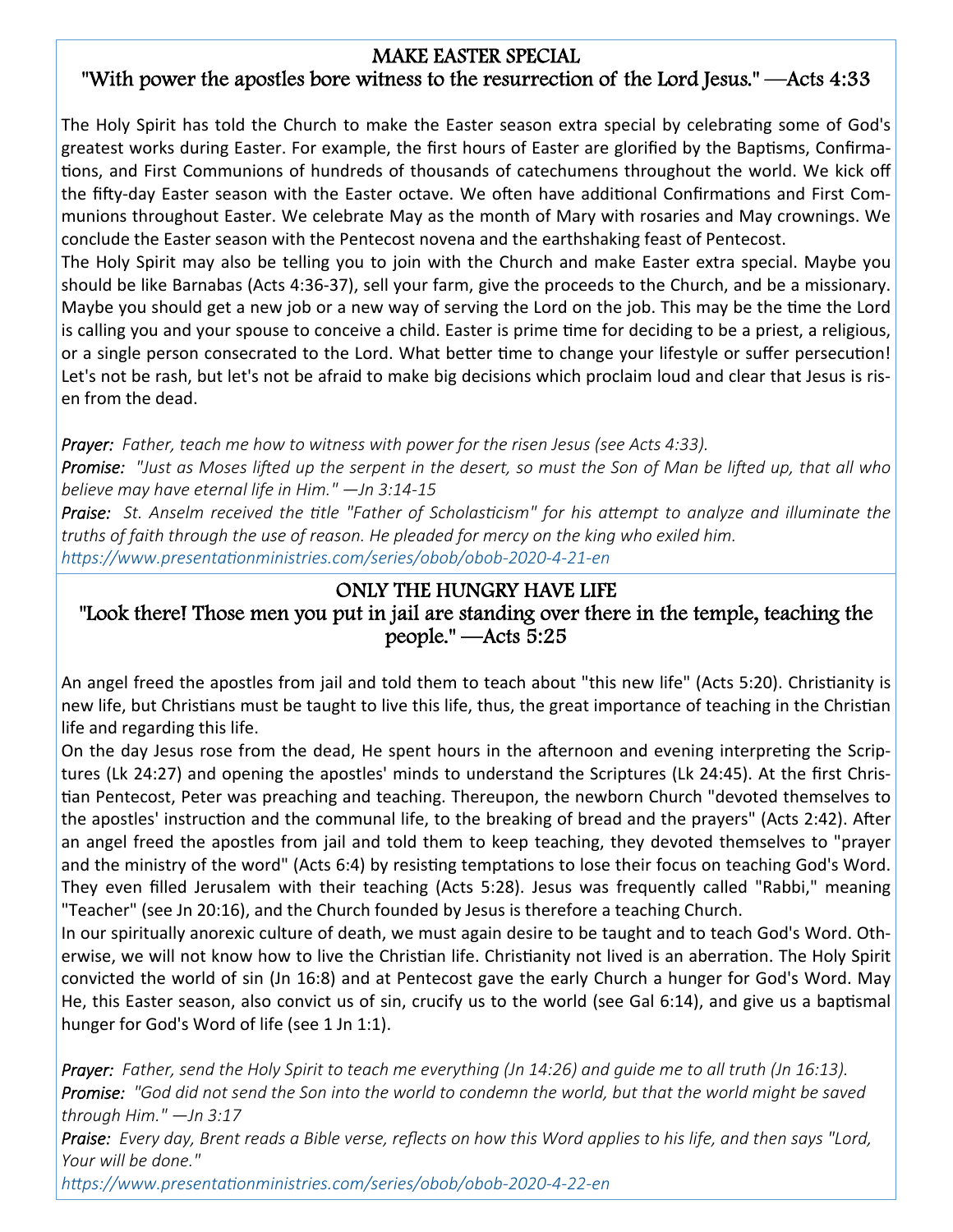## MAKE EASTER SPECIAL

### "With power the apostles bore witness to the resurrection of the Lord Jesus." —Acts 4:33

The Holy Spirit has told the Church to make the Easter season extra special by celebrating some of God's greatest works during Easter. For example, the first hours of Easter are glorified by the Baptisms, Confirmations, and First Communions of hundreds of thousands of catechumens throughout the world. We kick off the fifty-day Easter season with the Easter octave. We often have additional Confirmations and First Communions throughout Easter. We celebrate May as the month of Mary with rosaries and May crownings. We conclude the Easter season with the Pentecost novena and the earthshaking feast of Pentecost.

The Holy Spirit may also be telling you to join with the Church and make Easter extra special. Maybe you should be like Barnabas (Acts 4:36-37), sell your farm, give the proceeds to the Church, and be a missionary. Maybe you should get a new job or a new way of serving the Lord on the job. This may be the time the Lord is calling you and your spouse to conceive a child. Easter is prime time for deciding to be a priest, a religious, or a single person consecrated to the Lord. What better time to change your lifestyle or suffer persecution! Let's not be rash, but let's not be afraid to make big decisions which proclaim loud and clear that Jesus is risen from the dead.

***Prayer:*** *Father, teach me how to witness with power for the risen Jesus (see Acts 4:33).*

***Promise:*** *"Just as Moses lifted up the serpent in the desert, so must the Son of Man be lifted up, that all who believe may have eternal life in Him." —Jn 3:14-15*

***Praise:*** *St. Anselm received the title "Father of Scholasticism" for his attempt to analyze and illuminate the truths of faith through the use of reason. He pleaded for mercy on the king who exiled him.*

*https://www.presentationministries.com/series/obob/obob-2020-4-21-en*

## ONLY THE HUNGRY HAVE LIFE

### "Look there! Those men you put in jail are standing over there in the temple, teaching the people." —Acts 5:25

An angel freed the apostles from jail and told them to teach about "this new life" (Acts 5:20). Christianity is new life, but Christians must be taught to live this life, thus, the great importance of teaching in the Christian life and regarding this life.

On the day Jesus rose from the dead, He spent hours in the afternoon and evening interpreting the Scriptures (Lk 24:27) and opening the apostles' minds to understand the Scriptures (Lk 24:45). At the first Christian Pentecost, Peter was preaching and teaching. Thereupon, the newborn Church "devoted themselves to the apostles' instruction and the communal life, to the breaking of bread and the prayers" (Acts 2:42). After an angel freed the apostles from jail and told them to keep teaching, they devoted themselves to "prayer and the ministry of the word" (Acts 6:4) by resisting temptations to lose their focus on teaching God's Word. They even filled Jerusalem with their teaching (Acts 5:28). Jesus was frequently called "Rabbi," meaning "Teacher" (see Jn 20:16), and the Church founded by Jesus is therefore a teaching Church.

In our spiritually anorexic culture of death, we must again desire to be taught and to teach God's Word. Otherwise, we will not know how to live the Christian life. Christianity not lived is an aberration. The Holy Spirit convicted the world of sin (Jn 16:8) and at Pentecost gave the early Church a hunger for God's Word. May He, this Easter season, also convict us of sin, crucify us to the world (see Gal 6:14), and give us a baptismal hunger for God's Word of life (see 1 Jn 1:1).

***Prayer:*** *Father, send the Holy Spirit to teach me everything (Jn 14:26) and guide me to all truth (Jn 16:13).*

***Promise:*** *"God did not send the Son into the world to condemn the world, but that the world might be saved through Him." —Jn 3:17*

***Praise:*** *Every day, Brent reads a Bible verse, reflects on how this Word applies to his life, and then says "Lord, Your will be done."*

*https://www.presentationministries.com/series/obob/obob-2020-4-22-en*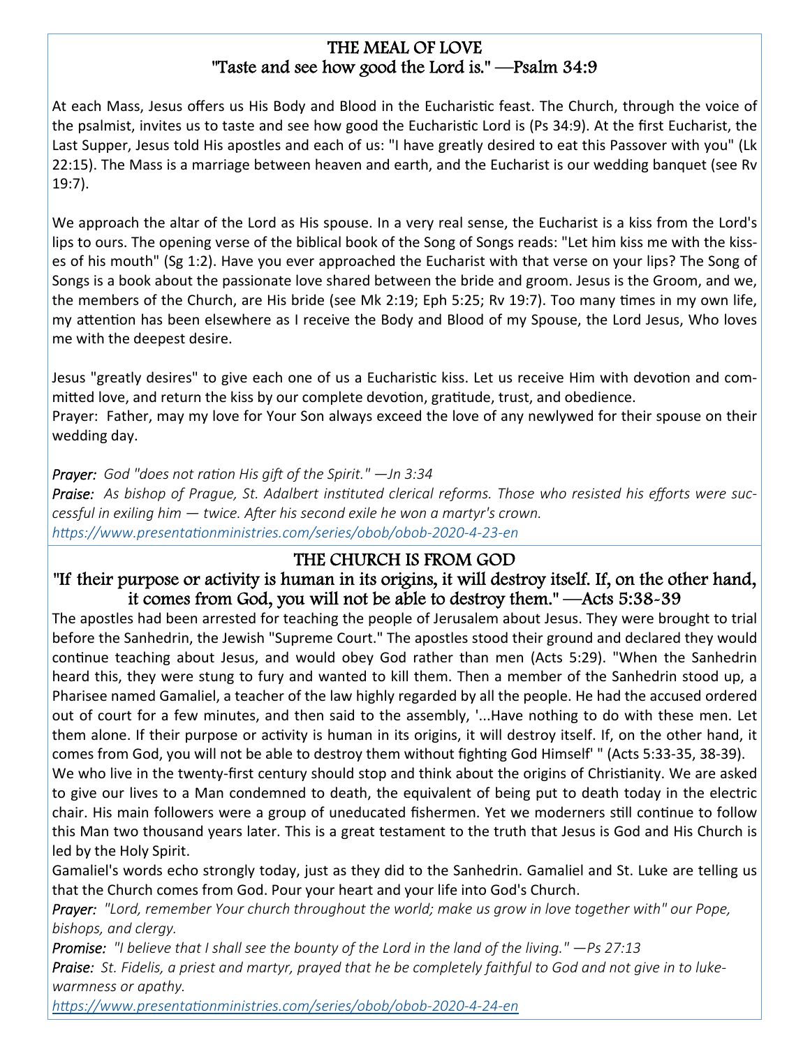## THE MEAL OF LOVE

## "Taste and see how good the Lord is." —Psalm 34:9

At each Mass, Jesus offers us His Body and Blood in the Eucharistic feast. The Church, through the voice of the psalmist, invites us to taste and see how good the Eucharistic Lord is (Ps 34:9). At the first Eucharist, the Last Supper, Jesus told His apostles and each of us: "I have greatly desired to eat this Passover with you" (Lk 22:15). The Mass is a marriage between heaven and earth, and the Eucharist is our wedding banquet (see Rv 19:7).

We approach the altar of the Lord as His spouse. In a very real sense, the Eucharist is a kiss from the Lord's lips to ours. The opening verse of the biblical book of the Song of Songs reads: "Let him kiss me with the kisses of his mouth" (Sg 1:2). Have you ever approached the Eucharist with that verse on your lips? The Song of Songs is a book about the passionate love shared between the bride and groom. Jesus is the Groom, and we, the members of the Church, are His bride (see Mk 2:19; Eph 5:25; Rv 19:7). Too many times in my own life, my attention has been elsewhere as I receive the Body and Blood of my Spouse, the Lord Jesus, Who loves me with the deepest desire.

Jesus "greatly desires" to give each one of us a Eucharistic kiss. Let us receive Him with devotion and committed love, and return the kiss by our complete devotion, gratitude, trust, and obedience.
Prayer: Father, may my love for Your Son always exceed the love of any newlywed for their spouse on their wedding day.

***Prayer:*** *God "does not ration His gift of the Spirit." —Jn 3:34*
***Praise:*** *As bishop of Prague, St. Adalbert instituted clerical reforms. Those who resisted his efforts were successful in exiling him — twice. After his second exile he won a martyr's crown.*
*https://www.presentationministries.com/series/obob/obob-2020-4-23-en*

## THE CHURCH IS FROM GOD

## "If their purpose or activity is human in its origins, it will destroy itself. If, on the other hand, it comes from God, you will not be able to destroy them." —Acts 5:38-39

The apostles had been arrested for teaching the people of Jerusalem about Jesus. They were brought to trial before the Sanhedrin, the Jewish "Supreme Court." The apostles stood their ground and declared they would continue teaching about Jesus, and would obey God rather than men (Acts 5:29). "When the Sanhedrin heard this, they were stung to fury and wanted to kill them. Then a member of the Sanhedrin stood up, a Pharisee named Gamaliel, a teacher of the law highly regarded by all the people. He had the accused ordered out of court for a few minutes, and then said to the assembly, '...Have nothing to do with these men. Let them alone. If their purpose or activity is human in its origins, it will destroy itself. If, on the other hand, it comes from God, you will not be able to destroy them without fighting God Himself' " (Acts 5:33-35, 38-39).
We who live in the twenty-first century should stop and think about the origins of Christianity. We are asked to give our lives to a Man condemned to death, the equivalent of being put to death today in the electric chair. His main followers were a group of uneducated fishermen. Yet we moderners still continue to follow this Man two thousand years later. This is a great testament to the truth that Jesus is God and His Church is led by the Holy Spirit.
Gamaliel's words echo strongly today, just as they did to the Sanhedrin. Gamaliel and St. Luke are telling us that the Church comes from God. Pour your heart and your life into God's Church.
***Prayer:*** *"Lord, remember Your church throughout the world; make us grow in love together with" our Pope, bishops, and clergy.*
***Promise:*** *"I believe that I shall see the bounty of the Lord in the land of the living." —Ps 27:13*
***Praise:*** *St. Fidelis, a priest and martyr, prayed that he be completely faithful to God and not give in to lukewarmness or apathy.*
*https://www.presentationministries.com/series/obob/obob-2020-4-24-en*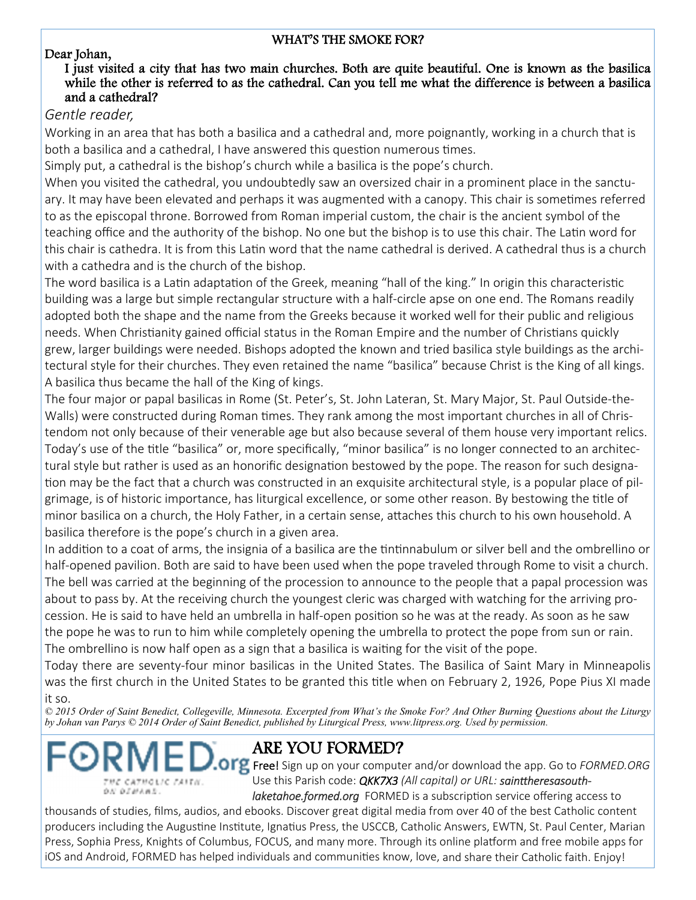## WHAT'S THE SMOKE FOR?

**Dear Johan,**

**I just visited a city that has two main churches. Both are quite beautiful. One is known as the basilica while the other is referred to as the cathedral. Can you tell me what the difference is between a basilica and a cathedral?**

*Gentle reader,*

Working in an area that has both a basilica and a cathedral and, more poignantly, working in a church that is both a basilica and a cathedral, I have answered this question numerous times.

Simply put, a cathedral is the bishop's church while a basilica is the pope's church.

When you visited the cathedral, you undoubtedly saw an oversized chair in a prominent place in the sanctuary. It may have been elevated and perhaps it was augmented with a canopy. This chair is sometimes referred to as the episcopal throne. Borrowed from Roman imperial custom, the chair is the ancient symbol of the teaching office and the authority of the bishop. No one but the bishop is to use this chair. The Latin word for this chair is cathedra. It is from this Latin word that the name cathedral is derived. A cathedral thus is a church with a cathedra and is the church of the bishop.

The word basilica is a Latin adaptation of the Greek, meaning "hall of the king." In origin this characteristic building was a large but simple rectangular structure with a half-circle apse on one end. The Romans readily adopted both the shape and the name from the Greeks because it worked well for their public and religious needs. When Christianity gained official status in the Roman Empire and the number of Christians quickly grew, larger buildings were needed. Bishops adopted the known and tried basilica style buildings as the architectural style for their churches. They even retained the name "basilica" because Christ is the King of all kings. A basilica thus became the hall of the King of kings.

The four major or papal basilicas in Rome (St. Peter's, St. John Lateran, St. Mary Major, St. Paul Outside-the-Walls) were constructed during Roman times. They rank among the most important churches in all of Christendom not only because of their venerable age but also because several of them house very important relics. Today's use of the title "basilica" or, more specifically, "minor basilica" is no longer connected to an architectural style but rather is used as an honorific designation bestowed by the pope. The reason for such designation may be the fact that a church was constructed in an exquisite architectural style, is a popular place of pilgrimage, is of historic importance, has liturgical excellence, or some other reason. By bestowing the title of minor basilica on a church, the Holy Father, in a certain sense, attaches this church to his own household. A basilica therefore is the pope's church in a given area.

In addition to a coat of arms, the insignia of a basilica are the tintinnabulum or silver bell and the ombrellino or half-opened pavilion. Both are said to have been used when the pope traveled through Rome to visit a church. The bell was carried at the beginning of the procession to announce to the people that a papal procession was about to pass by. At the receiving church the youngest cleric was charged with watching for the arriving procession. He is said to have held an umbrella in half-open position so he was at the ready. As soon as he saw the pope he was to run to him while completely opening the umbrella to protect the pope from sun or rain. The ombrellino is now half open as a sign that a basilica is waiting for the visit of the pope.

Today there are seventy-four minor basilicas in the United States. The Basilica of Saint Mary in Minneapolis was the first church in the United States to be granted this title when on February 2, 1926, Pope Pius XI made it so.

*© 2015 Order of Saint Benedict, Collegeville, Minnesota. Excerpted from What's the Smoke For? And Other Burning Questions about the Liturgy by Johan van Parys © 2014 Order of Saint Benedict, published by Liturgical Press, www.litpress.org. Used by permission.*

FORMED.org — THE CATHOLIC FAITH. ON DEMAND.

## ARE YOU FORMED?

Free! Sign up on your computer and/or download the app. Go to *FORMED.ORG* Use this Parish code: ***QKK7X3*** *(All capital) or URL:* ***sainttheresasouth-laketahoe.formed.org*** FORMED is a subscription service offering access to thousands of studies, films, audios, and ebooks. Discover great digital media from over 40 of the best Catholic content producers including the Augustine Institute, Ignatius Press, the USCCB, Catholic Answers, EWTN, St. Paul Center, Marian Press, Sophia Press, Knights of Columbus, FOCUS, and many more. Through its online platform and free mobile apps for iOS and Android, FORMED has helped individuals and communities know, love, and share their Catholic faith. Enjoy!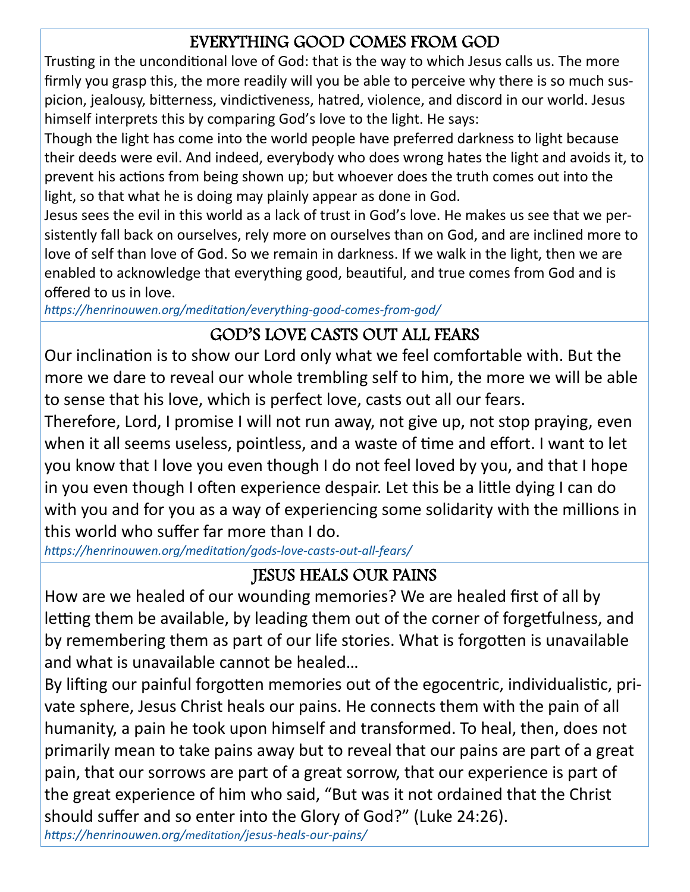## EVERYTHING GOOD COMES FROM GOD

Trusting in the unconditional love of God: that is the way to which Jesus calls us. The more firmly you grasp this, the more readily will you be able to perceive why there is so much suspicion, jealousy, bitterness, vindictiveness, hatred, violence, and discord in our world. Jesus himself interprets this by comparing God's love to the light. He says:

Though the light has come into the world people have preferred darkness to light because their deeds were evil. And indeed, everybody who does wrong hates the light and avoids it, to prevent his actions from being shown up; but whoever does the truth comes out into the light, so that what he is doing may plainly appear as done in God.

Jesus sees the evil in this world as a lack of trust in God's love. He makes us see that we persistently fall back on ourselves, rely more on ourselves than on God, and are inclined more to love of self than love of God. So we remain in darkness. If we walk in the light, then we are enabled to acknowledge that everything good, beautiful, and true comes from God and is offered to us in love.

*https://henrinouwen.org/meditation/everything-good-comes-from-god/*

## GOD'S LOVE CASTS OUT ALL FEARS

Our inclination is to show our Lord only what we feel comfortable with. But the more we dare to reveal our whole trembling self to him, the more we will be able to sense that his love, which is perfect love, casts out all our fears.

Therefore, Lord, I promise I will not run away, not give up, not stop praying, even when it all seems useless, pointless, and a waste of time and effort. I want to let you know that I love you even though I do not feel loved by you, and that I hope in you even though I often experience despair. Let this be a little dying I can do with you and for you as a way of experiencing some solidarity with the millions in this world who suffer far more than I do.

*https://henrinouwen.org/meditation/gods-love-casts-out-all-fears/*

## JESUS HEALS OUR PAINS

How are we healed of our wounding memories? We are healed first of all by letting them be available, by leading them out of the corner of forgetfulness, and by remembering them as part of our life stories. What is forgotten is unavailable and what is unavailable cannot be healed…

By lifting our painful forgotten memories out of the egocentric, individualistic, private sphere, Jesus Christ heals our pains. He connects them with the pain of all humanity, a pain he took upon himself and transformed. To heal, then, does not primarily mean to take pains away but to reveal that our pains are part of a great pain, that our sorrows are part of a great sorrow, that our experience is part of the great experience of him who said, "But was it not ordained that the Christ should suffer and so enter into the Glory of God?" (Luke 24:26).

*https://henrinouwen.org/meditation/jesus-heals-our-pains/*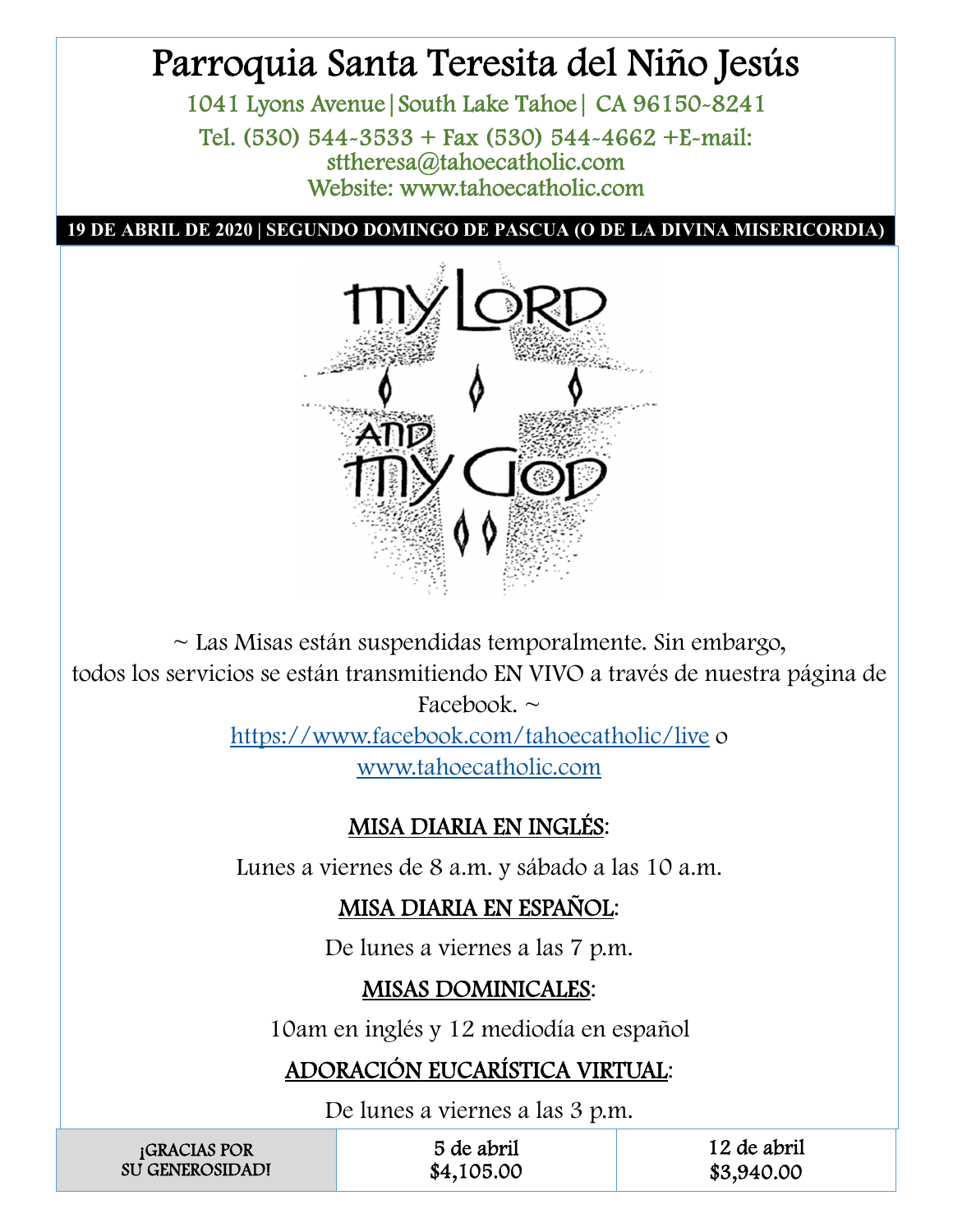# Parroquia Santa Teresita del Niño Jesús

1041 Lyons Avenue|South Lake Tahoe| CA 96150-8241

Tel. (530) 544-3533 + Fax (530) 544-4662 +E-mail: sttheresa@tahoecatholic.com

Website: www.tahoecatholic.com

**19 DE ABRIL DE 2020 | SEGUNDO DOMINGO DE PASCUA (O DE LA DIVINA MISERICORDIA)**

MY LORD AND MY GOD

~ Las Misas están suspendidas temporalmente. Sin embargo, todos los servicios se están transmitiendo EN VIVO a través de nuestra página de Facebook. ~

https://www.facebook.com/tahoecatholic/live o www.tahoecatholic.com

MISA DIARIA EN INGLÉS:

Lunes a viernes de 8 a.m. y sábado a las 10 a.m.

MISA DIARIA EN ESPAÑOL:

De lunes a viernes a las 7 p.m.

MISAS DOMINICALES:

10am en inglés y 12 mediodía en español

ADORACIÓN EUCARÍSTICA VIRTUAL:

De lunes a viernes a las 3 p.m.

| ¡GRACIAS POR SU GENEROSIDAD! | 5 de abril $4,105.00 | 12 de abril $3,940.00 |
|---|---|---|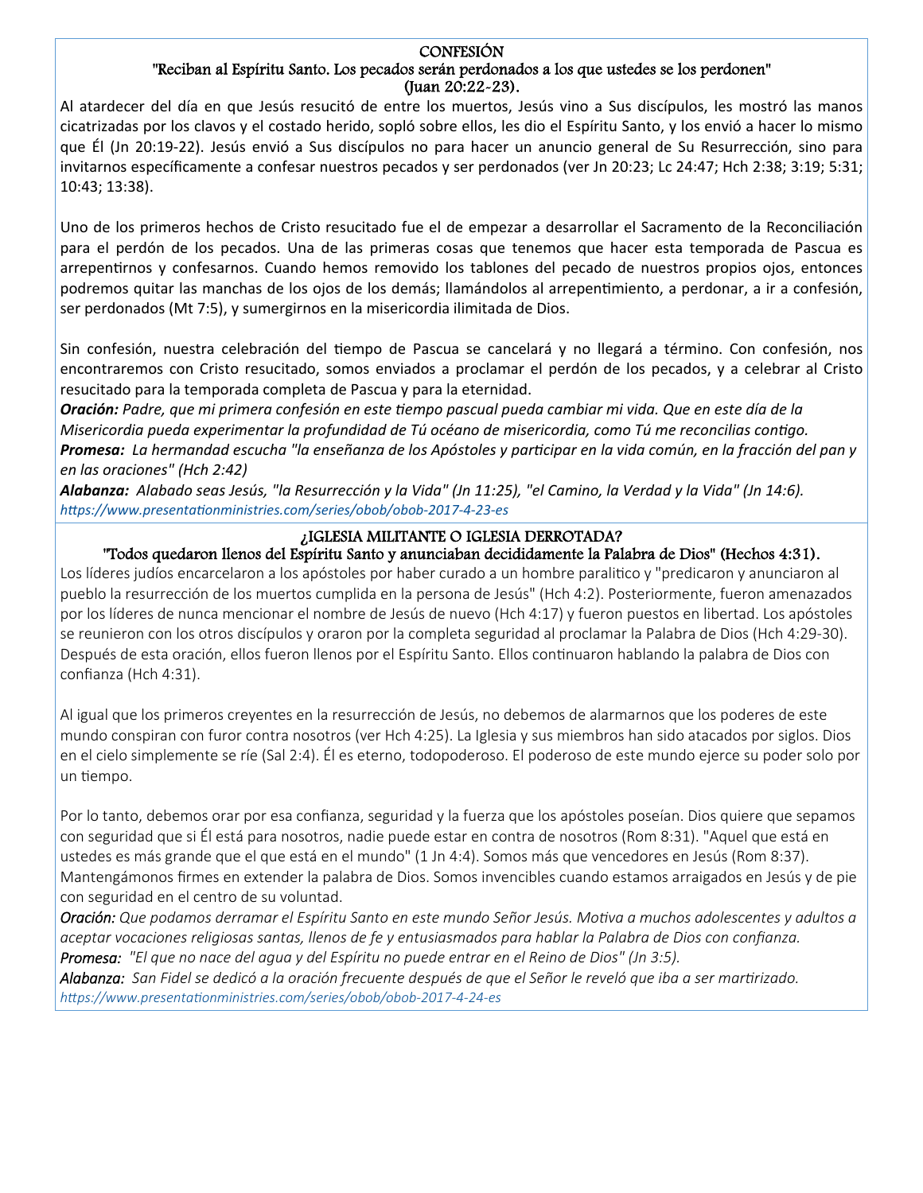## CONFESIÓN

### "Reciban al Espíritu Santo. Los pecados serán perdonados a los que ustedes se los perdonen" (Juan 20:22-23).

Al atardecer del día en que Jesús resucitó de entre los muertos, Jesús vino a Sus discípulos, les mostró las manos cicatrizadas por los clavos y el costado herido, sopló sobre ellos, les dio el Espíritu Santo, y los envió a hacer lo mismo que Él (Jn 20:19-22). Jesús envió a Sus discípulos no para hacer un anuncio general de Su Resurrección, sino para invitarnos específicamente a confesar nuestros pecados y ser perdonados (ver Jn 20:23; Lc 24:47; Hch 2:38; 3:19; 5:31; 10:43; 13:38).

Uno de los primeros hechos de Cristo resucitado fue el de empezar a desarrollar el Sacramento de la Reconciliación para el perdón de los pecados. Una de las primeras cosas que tenemos que hacer esta temporada de Pascua es arrepentirnos y confesarnos. Cuando hemos removido los tablones del pecado de nuestros propios ojos, entonces podremos quitar las manchas de los ojos de los demás; llamándolos al arrepentimiento, a perdonar, a ir a confesión, ser perdonados (Mt 7:5), y sumergirnos en la misericordia ilimitada de Dios.

Sin confesión, nuestra celebración del tiempo de Pascua se cancelará y no llegará a término. Con confesión, nos encontraremos con Cristo resucitado, somos enviados a proclamar el perdón de los pecados, y a celebrar al Cristo resucitado para la temporada completa de Pascua y para la eternidad.

***Oración:*** *Padre, que mi primera confesión en este tiempo pascual pueda cambiar mi vida. Que en este día de la Misericordia pueda experimentar la profundidad de Tú océano de misericordia, como Tú me reconcilias contigo.*

***Promesa:*** *La hermandad escucha "la enseñanza de los Apóstoles y participar en la vida común, en la fracción del pan y en las oraciones" (Hch 2:42)*

***Alabanza:*** *Alabado seas Jesús, "la Resurrección y la Vida" (Jn 11:25), "el Camino, la Verdad y la Vida" (Jn 14:6).*

*https://www.presentationministries.com/series/obob/obob-2017-4-23-es*

## ¿IGLESIA MILITANTE O IGLESIA DERROTADA?

### "Todos quedaron llenos del Espíritu Santo y anunciaban decididamente la Palabra de Dios" (Hechos 4:31).

Los líderes judíos encarcelaron a los apóstoles por haber curado a un hombre paralitico y "predicaron y anunciaron al pueblo la resurrección de los muertos cumplida en la persona de Jesús" (Hch 4:2). Posteriormente, fueron amenazados por los líderes de nunca mencionar el nombre de Jesús de nuevo (Hch 4:17) y fueron puestos en libertad. Los apóstoles se reunieron con los otros discípulos y oraron por la completa seguridad al proclamar la Palabra de Dios (Hch 4:29-30). Después de esta oración, ellos fueron llenos por el Espíritu Santo. Ellos continuaron hablando la palabra de Dios con confianza (Hch 4:31).

Al igual que los primeros creyentes en la resurrección de Jesús, no debemos de alarmarnos que los poderes de este mundo conspiran con furor contra nosotros (ver Hch 4:25). La Iglesia y sus miembros han sido atacados por siglos. Dios en el cielo simplemente se ríe (Sal 2:4). Él es eterno, todopoderoso. El poderoso de este mundo ejerce su poder solo por un tiempo.

Por lo tanto, debemos orar por esa confianza, seguridad y la fuerza que los apóstoles poseían. Dios quiere que sepamos con seguridad que si Él está para nosotros, nadie puede estar en contra de nosotros (Rom 8:31). "Aquel que está en ustedes es más grande que el que está en el mundo" (1 Jn 4:4). Somos más que vencedores en Jesús (Rom 8:37). Mantengámonos firmes en extender la palabra de Dios. Somos invencibles cuando estamos arraigados en Jesús y de pie con seguridad en el centro de su voluntad.

***Oración:*** *Que podamos derramar el Espíritu Santo en este mundo Señor Jesús. Motiva a muchos adolescentes y adultos a aceptar vocaciones religiosas santas, llenos de fe y entusiasmados para hablar la Palabra de Dios con confianza.*

***Promesa:*** *"El que no nace del agua y del Espíritu no puede entrar en el Reino de Dios" (Jn 3:5).*

***Alabanza:*** *San Fidel se dedicó a la oración frecuente después de que el Señor le reveló que iba a ser martirizado.*

*https://www.presentationministries.com/series/obob/obob-2017-4-24-es*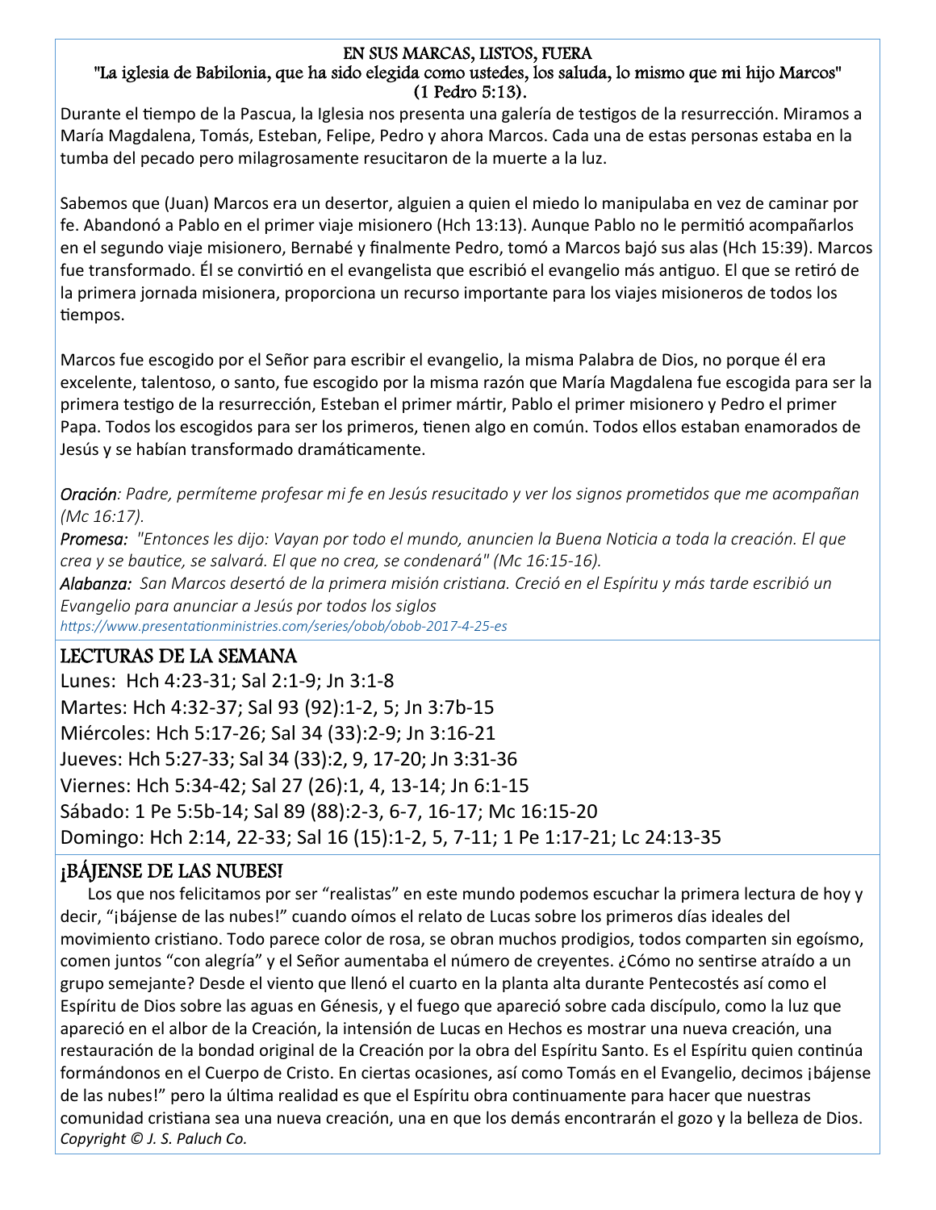## EN SUS MARCAS, LISTOS, FUERA

"La iglesia de Babilonia, que ha sido elegida como ustedes, los saluda, lo mismo que mi hijo Marcos" (1 Pedro 5:13).

Durante el tiempo de la Pascua, la Iglesia nos presenta una galería de testigos de la resurrección. Miramos a María Magdalena, Tomás, Esteban, Felipe, Pedro y ahora Marcos. Cada una de estas personas estaba en la tumba del pecado pero milagrosamente resucitaron de la muerte a la luz.

Sabemos que (Juan) Marcos era un desertor, alguien a quien el miedo lo manipulaba en vez de caminar por fe. Abandonó a Pablo en el primer viaje misionero (Hch 13:13). Aunque Pablo no le permitió acompañarlos en el segundo viaje misionero, Bernabé y finalmente Pedro, tomó a Marcos bajó sus alas (Hch 15:39). Marcos fue transformado. Él se convirtió en el evangelista que escribió el evangelio más antiguo. El que se retiró de la primera jornada misionera, proporciona un recurso importante para los viajes misioneros de todos los tiempos.

Marcos fue escogido por el Señor para escribir el evangelio, la misma Palabra de Dios, no porque él era excelente, talentoso, o santo, fue escogido por la misma razón que María Magdalena fue escogida para ser la primera testigo de la resurrección, Esteban el primer mártir, Pablo el primer misionero y Pedro el primer Papa. Todos los escogidos para ser los primeros, tienen algo en común. Todos ellos estaban enamorados de Jesús y se habían transformado dramáticamente.

***Oración**: Padre, permíteme profesar mi fe en Jesús resucitado y ver los signos prometidos que me acompañan (Mc 16:17).*
***Promesa:** "Entonces les dijo: Vayan por todo el mundo, anuncien la Buena Noticia a toda la creación. El que crea y se bautice, se salvará. El que no crea, se condenará" (Mc 16:15-16).*
***Alabanza:** San Marcos desertó de la primera misión cristiana. Creció en el Espíritu y más tarde escribió un Evangelio para anunciar a Jesús por todos los siglos*
*https://www.presentationministries.com/series/obob/obob-2017-4-25-es*

## LECTURAS DE LA SEMANA

Lunes: Hch 4:23-31; Sal 2:1-9; Jn 3:1-8
Martes: Hch 4:32-37; Sal 93 (92):1-2, 5; Jn 3:7b-15
Miércoles: Hch 5:17-26; Sal 34 (33):2-9; Jn 3:16-21
Jueves: Hch 5:27-33; Sal 34 (33):2, 9, 17-20; Jn 3:31-36
Viernes: Hch 5:34-42; Sal 27 (26):1, 4, 13-14; Jn 6:1-15
Sábado: 1 Pe 5:5b-14; Sal 89 (88):2-3, 6-7, 16-17; Mc 16:15-20
Domingo: Hch 2:14, 22-33; Sal 16 (15):1-2, 5, 7-11; 1 Pe 1:17-21; Lc 24:13-35

## ¡BÁJENSE DE LAS NUBES!

Los que nos felicitamos por ser "realistas" en este mundo podemos escuchar la primera lectura de hoy y decir, "¡bájense de las nubes!" cuando oímos el relato de Lucas sobre los primeros días ideales del movimiento cristiano. Todo parece color de rosa, se obran muchos prodigios, todos comparten sin egoísmo, comen juntos "con alegría" y el Señor aumentaba el número de creyentes. ¿Cómo no sentirse atraído a un grupo semejante? Desde el viento que llenó el cuarto en la planta alta durante Pentecostés así como el Espíritu de Dios sobre las aguas en Génesis, y el fuego que apareció sobre cada discípulo, como la luz que apareció en el albor de la Creación, la intensión de Lucas en Hechos es mostrar una nueva creación, una restauración de la bondad original de la Creación por la obra del Espíritu Santo. Es el Espíritu quien continúa formándonos en el Cuerpo de Cristo. En ciertas ocasiones, así como Tomás en el Evangelio, decimos ¡bájense de las nubes!" pero la última realidad es que el Espíritu obra continuamente para hacer que nuestras comunidad cristiana sea una nueva creación, una en que los demás encontrarán el gozo y la belleza de Dios.
*Copyright © J. S. Paluch Co.*